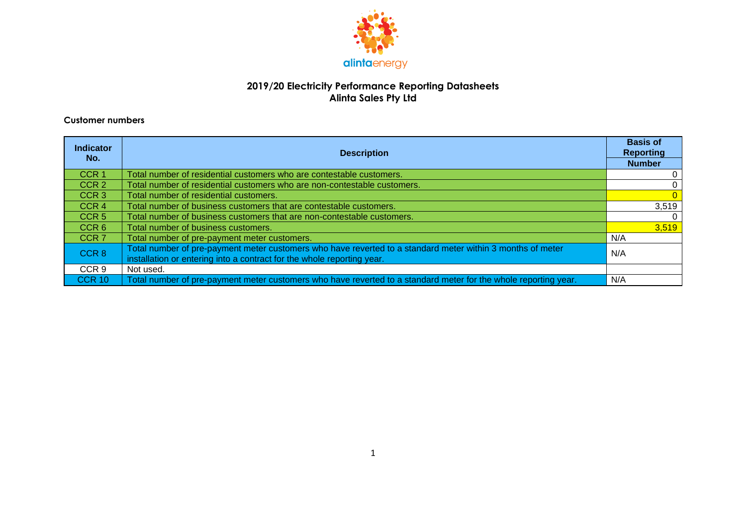# 2019/20 Electricity Performance Reporting Datasheets
# Alinta Sales Pty Ltd

## Customer numbers

| Indicator No. | Description | Basis of Reporting |
|---|---|---|
| | | Number |
| CCR 1 | Total number of residential customers who are contestable customers. | 0 |
| CCR 2 | Total number of residential customers who are non-contestable customers. | 0 |
| CCR 3 | Total number of residential customers. | 0 |
| CCR 4 | Total number of business customers that are contestable customers. | 3,519 |
| CCR 5 | Total number of business customers that are non-contestable customers. | 0 |
| CCR 6 | Total number of business customers. | 3,519 |
| CCR 7 | Total number of pre-payment meter customers. | N/A |
| CCR 8 | Total number of pre-payment meter customers who have reverted to a standard meter within 3 months of meter installation or entering into a contract for the whole reporting year. | N/A |
| CCR 9 | Not used. | |
| CCR 10 | Total number of pre-payment meter customers who have reverted to a standard meter for the whole reporting year. | N/A |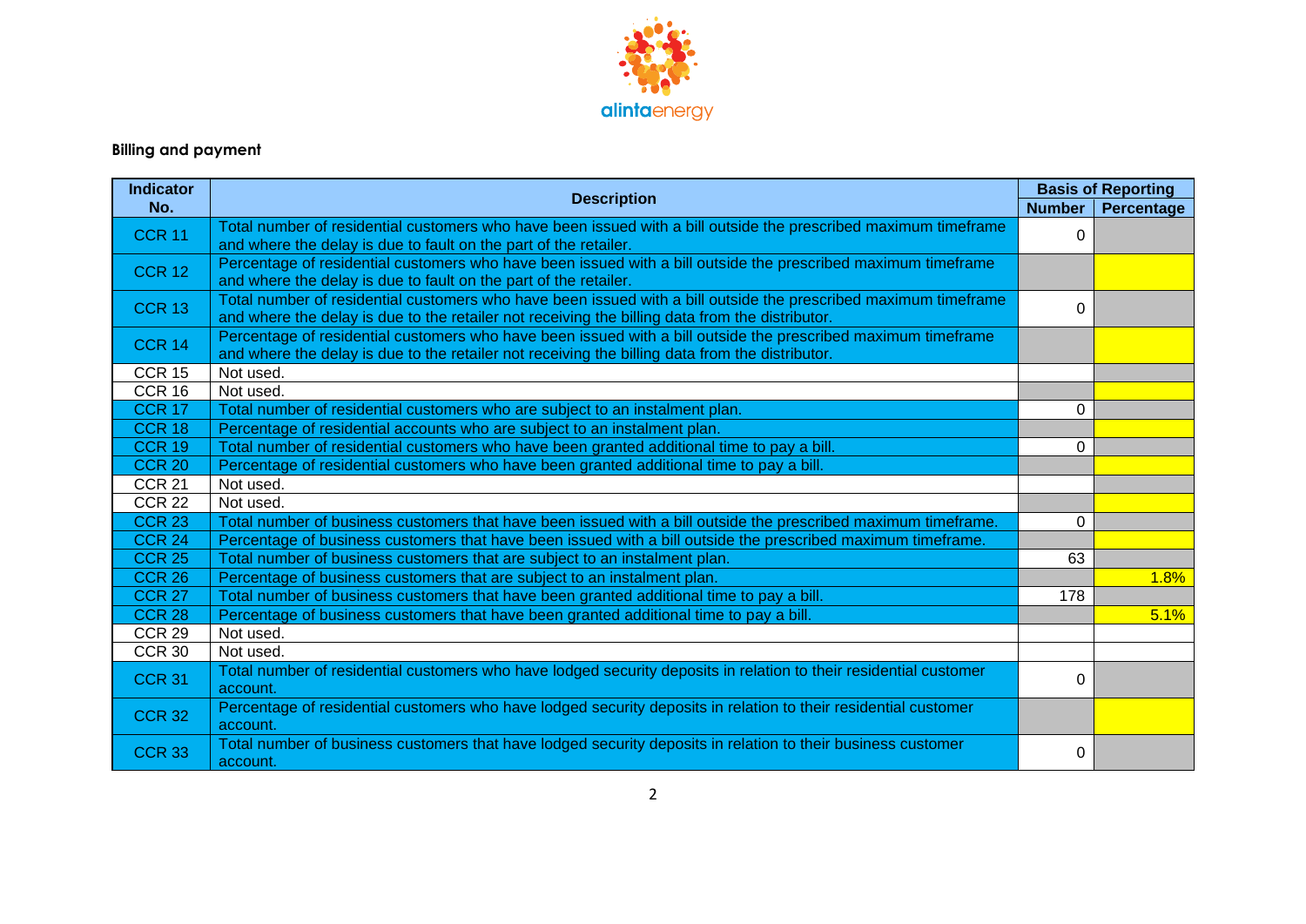## Billing and payment

| Indicator No. | Description | Basis of Reporting | |
|---|---|---|---|
| | | Number | Percentage |
| CCR 11 | Total number of residential customers who have been issued with a bill outside the prescribed maximum timeframe and where the delay is due to fault on the part of the retailer. | 0 | |
| CCR 12 | Percentage of residential customers who have been issued with a bill outside the prescribed maximum timeframe and where the delay is due to fault on the part of the retailer. | | |
| CCR 13 | Total number of residential customers who have been issued with a bill outside the prescribed maximum timeframe and where the delay is due to the retailer not receiving the billing data from the distributor. | 0 | |
| CCR 14 | Percentage of residential customers who have been issued with a bill outside the prescribed maximum timeframe and where the delay is due to the retailer not receiving the billing data from the distributor. | | |
| CCR 15 | Not used. | | |
| CCR 16 | Not used. | | |
| CCR 17 | Total number of residential customers who are subject to an instalment plan. | 0 | |
| CCR 18 | Percentage of residential accounts who are subject to an instalment plan. | | |
| CCR 19 | Total number of residential customers who have been granted additional time to pay a bill. | 0 | |
| CCR 20 | Percentage of residential customers who have been granted additional time to pay a bill. | | |
| CCR 21 | Not used. | | |
| CCR 22 | Not used. | | |
| CCR 23 | Total number of business customers that have been issued with a bill outside the prescribed maximum timeframe. | 0 | |
| CCR 24 | Percentage of business customers that have been issued with a bill outside the prescribed maximum timeframe. | | |
| CCR 25 | Total number of business customers that are subject to an instalment plan. | 63 | |
| CCR 26 | Percentage of business customers that are subject to an instalment plan. | | 1.8% |
| CCR 27 | Total number of business customers that have been granted additional time to pay a bill. | 178 | |
| CCR 28 | Percentage of business customers that have been granted additional time to pay a bill. | | 5.1% |
| CCR 29 | Not used. | | |
| CCR 30 | Not used. | | |
| CCR 31 | Total number of residential customers who have lodged security deposits in relation to their residential customer account. | 0 | |
| CCR 32 | Percentage of residential customers who have lodged security deposits in relation to their residential customer account. | | |
| CCR 33 | Total number of business customers that have lodged security deposits in relation to their business customer account. | 0 | |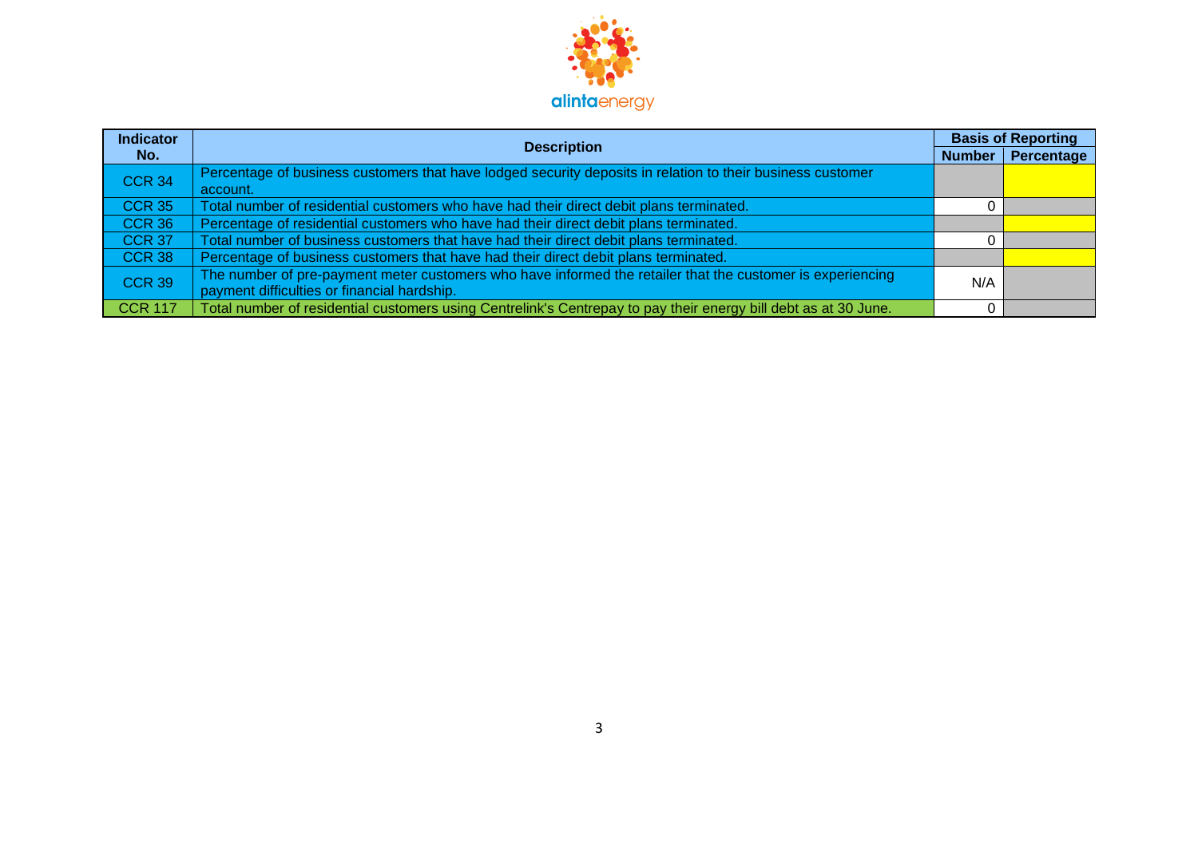| Indicator No. | Description | Basis of Reporting | |
|---|---|---|---|
| | | Number | Percentage |
| CCR 34 | Percentage of business customers that have lodged security deposits in relation to their business customer account. | | |
| CCR 35 | Total number of residential customers who have had their direct debit plans terminated. | 0 | |
| CCR 36 | Percentage of residential customers who have had their direct debit plans terminated. | | |
| CCR 37 | Total number of business customers that have had their direct debit plans terminated. | 0 | |
| CCR 38 | Percentage of business customers that have had their direct debit plans terminated. | | |
| CCR 39 | The number of pre-payment meter customers who have informed the retailer that the customer is experiencing payment difficulties or financial hardship. | N/A | |
| CCR 117 | Total number of residential customers using Centrelink's Centrepay to pay their energy bill debt as at 30 June. | 0 | |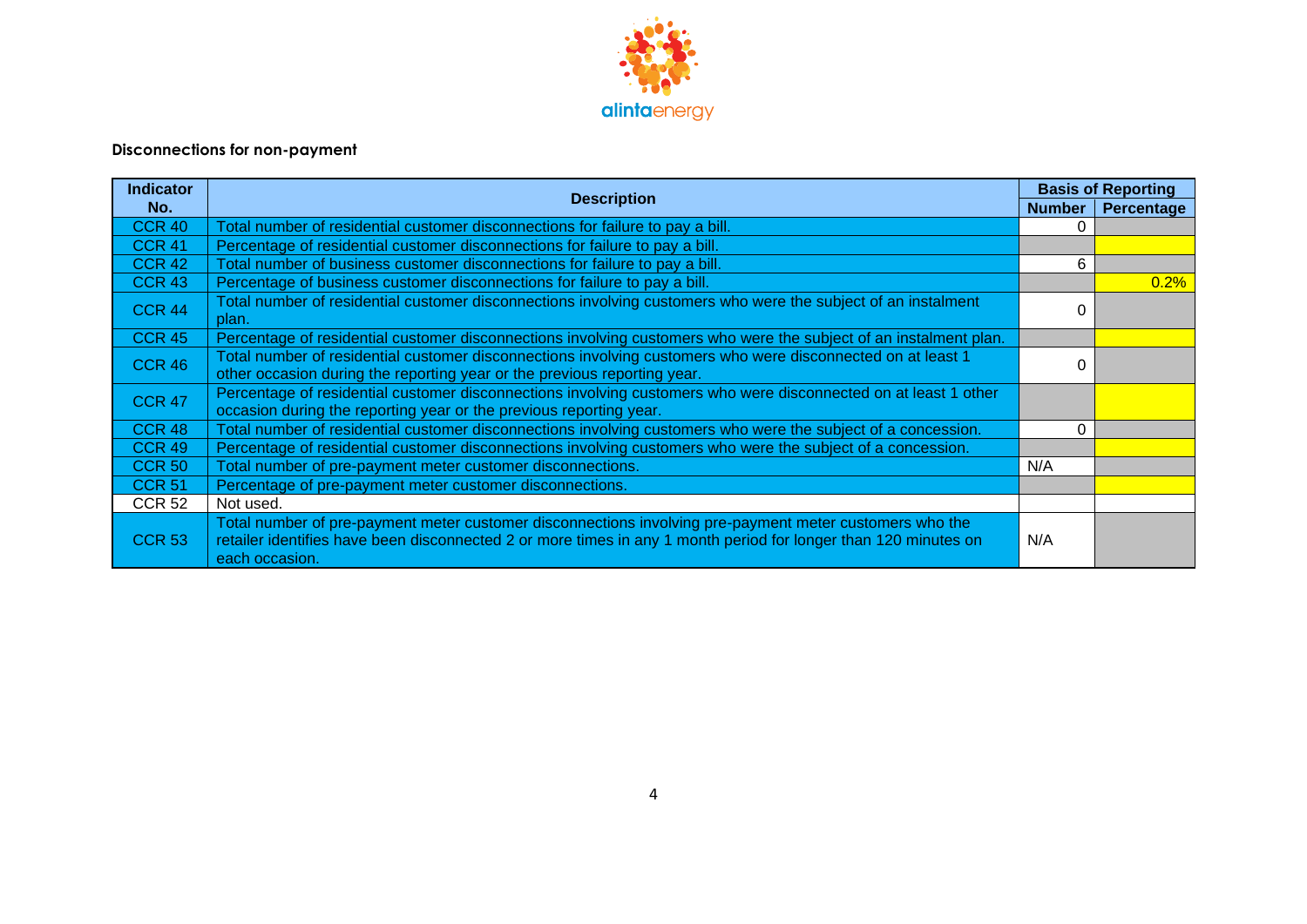**Disconnections for non-payment**

| Indicator No. | Description | Basis of Reporting | |
|---|---|---|---|
| | | Number | Percentage |
| CCR 40 | Total number of residential customer disconnections for failure to pay a bill. | 0 | |
| CCR 41 | Percentage of residential customer disconnections for failure to pay a bill. | | |
| CCR 42 | Total number of business customer disconnections for failure to pay a bill. | 6 | |
| CCR 43 | Percentage of business customer disconnections for failure to pay a bill. | | 0.2% |
| CCR 44 | Total number of residential customer disconnections involving customers who were the subject of an instalment plan. | 0 | |
| CCR 45 | Percentage of residential customer disconnections involving customers who were the subject of an instalment plan. | | |
| CCR 46 | Total number of residential customer disconnections involving customers who were disconnected on at least 1 other occasion during the reporting year or the previous reporting year. | 0 | |
| CCR 47 | Percentage of residential customer disconnections involving customers who were disconnected on at least 1 other occasion during the reporting year or the previous reporting year. | | |
| CCR 48 | Total number of residential customer disconnections involving customers who were the subject of a concession. | 0 | |
| CCR 49 | Percentage of residential customer disconnections involving customers who were the subject of a concession. | | |
| CCR 50 | Total number of pre-payment meter customer disconnections. | N/A | |
| CCR 51 | Percentage of pre-payment meter customer disconnections. | | |
| CCR 52 | Not used. | | |
| CCR 53 | Total number of pre-payment meter customer disconnections involving pre-payment meter customers who the retailer identifies have been disconnected 2 or more times in any 1 month period for longer than 120 minutes on each occasion. | N/A | |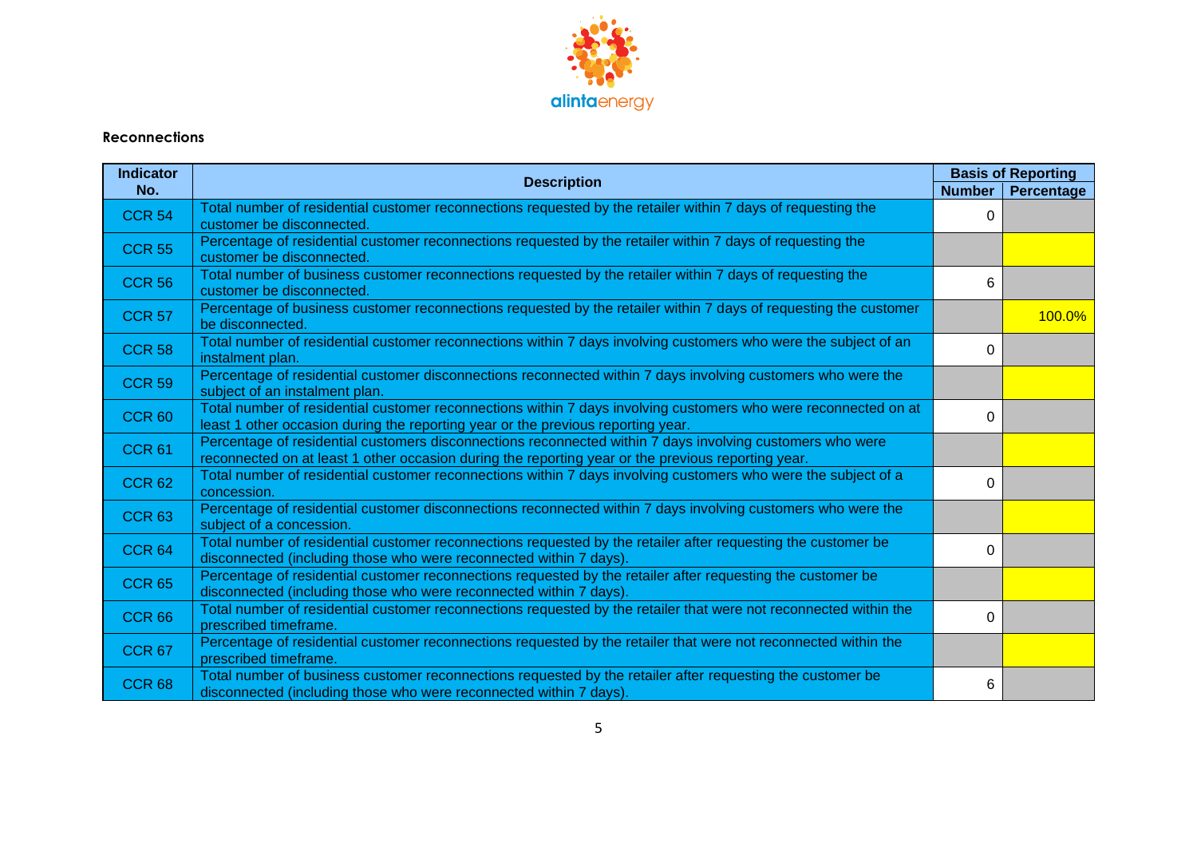**Reconnections**

| Indicator No. | Description | Basis of Reporting | |
|---|---|---|---|
| | | Number | Percentage |
| CCR 54 | Total number of residential customer reconnections requested by the retailer within 7 days of requesting the customer be disconnected. | 0 | |
| CCR 55 | Percentage of residential customer reconnections requested by the retailer within 7 days of requesting the customer be disconnected. | | |
| CCR 56 | Total number of business customer reconnections requested by the retailer within 7 days of requesting the customer be disconnected. | 6 | |
| CCR 57 | Percentage of business customer reconnections requested by the retailer within 7 days of requesting the customer be disconnected. | | 100.0% |
| CCR 58 | Total number of residential customer reconnections within 7 days involving customers who were the subject of an instalment plan. | 0 | |
| CCR 59 | Percentage of residential customer disconnections reconnected within 7 days involving customers who were the subject of an instalment plan. | | |
| CCR 60 | Total number of residential customer reconnections within 7 days involving customers who were reconnected on at least 1 other occasion during the reporting year or the previous reporting year. | 0 | |
| CCR 61 | Percentage of residential customers disconnections reconnected within 7 days involving customers who were reconnected on at least 1 other occasion during the reporting year or the previous reporting year. | | |
| CCR 62 | Total number of residential customer reconnections within 7 days involving customers who were the subject of a concession. | 0 | |
| CCR 63 | Percentage of residential customer disconnections reconnected within 7 days involving customers who were the subject of a concession. | | |
| CCR 64 | Total number of residential customer reconnections requested by the retailer after requesting the customer be disconnected (including those who were reconnected within 7 days). | 0 | |
| CCR 65 | Percentage of residential customer reconnections requested by the retailer after requesting the customer be disconnected (including those who were reconnected within 7 days). | | |
| CCR 66 | Total number of residential customer reconnections requested by the retailer that were not reconnected within the prescribed timeframe. | 0 | |
| CCR 67 | Percentage of residential customer reconnections requested by the retailer that were not reconnected within the prescribed timeframe. | | |
| CCR 68 | Total number of business customer reconnections requested by the retailer after requesting the customer be disconnected (including those who were reconnected within 7 days). | 6 | |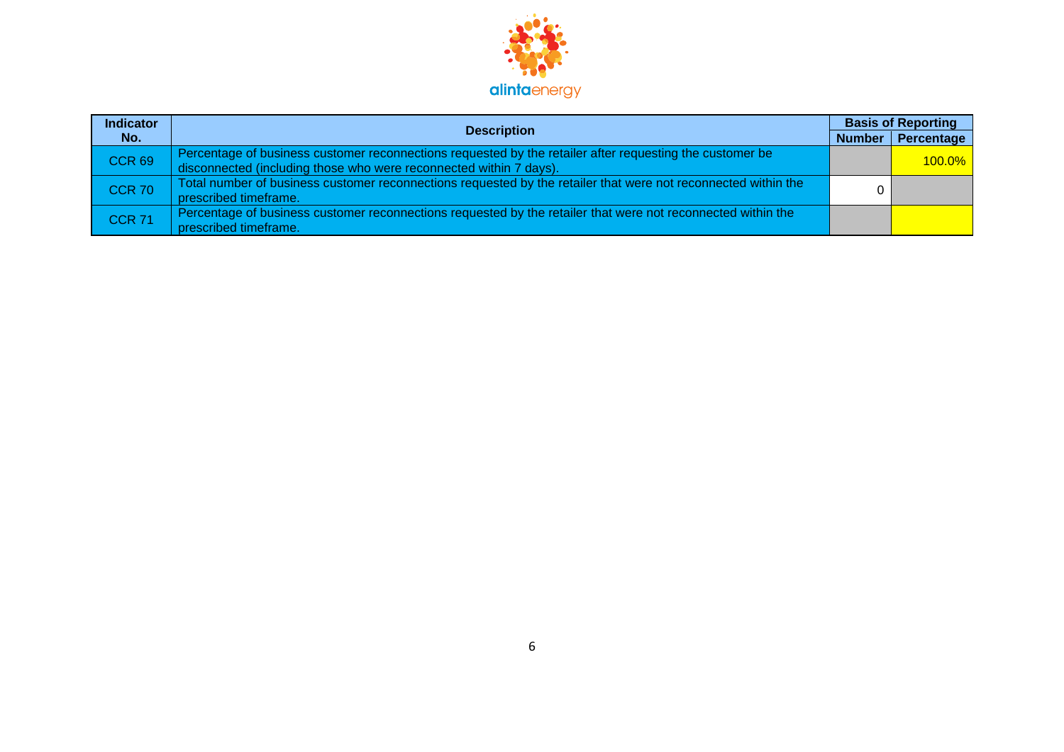| Indicator No. | Description | Basis of Reporting | |
|---|---|---|---|
| | | Number | Percentage |
| CCR 69 | Percentage of business customer reconnections requested by the retailer after requesting the customer be disconnected (including those who were reconnected within 7 days). | | 100.0% |
| CCR 70 | Total number of business customer reconnections requested by the retailer that were not reconnected within the prescribed timeframe. | 0 | |
| CCR 71 | Percentage of business customer reconnections requested by the retailer that were not reconnected within the prescribed timeframe. | | |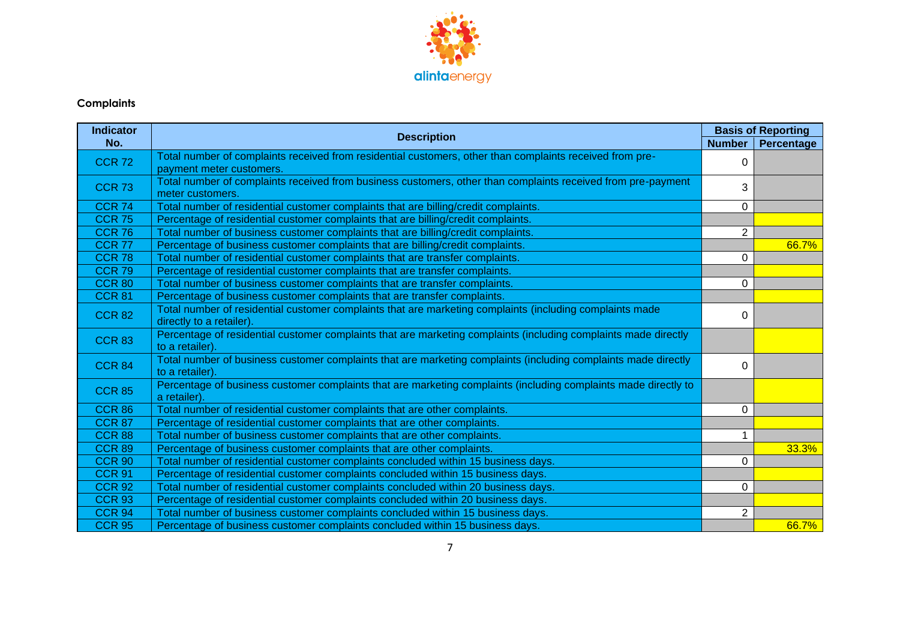## Complaints

| Indicator No. | Description | Basis of Reporting | |
|---|---|---|---|
| | | Number | Percentage |
| CCR 72 | Total number of complaints received from residential customers, other than complaints received from pre-payment meter customers. | 0 | |
| CCR 73 | Total number of complaints received from business customers, other than complaints received from pre-payment meter customers. | 3 | |
| CCR 74 | Total number of residential customer complaints that are billing/credit complaints. | 0 | |
| CCR 75 | Percentage of residential customer complaints that are billing/credit complaints. | | |
| CCR 76 | Total number of business customer complaints that are billing/credit complaints. | 2 | |
| CCR 77 | Percentage of business customer complaints that are billing/credit complaints. | | 66.7% |
| CCR 78 | Total number of residential customer complaints that are transfer complaints. | 0 | |
| CCR 79 | Percentage of residential customer complaints that are transfer complaints. | | |
| CCR 80 | Total number of business customer complaints that are transfer complaints. | 0 | |
| CCR 81 | Percentage of business customer complaints that are transfer complaints. | | |
| CCR 82 | Total number of residential customer complaints that are marketing complaints (including complaints made directly to a retailer). | 0 | |
| CCR 83 | Percentage of residential customer complaints that are marketing complaints (including complaints made directly to a retailer). | | |
| CCR 84 | Total number of business customer complaints that are marketing complaints (including complaints made directly to a retailer). | 0 | |
| CCR 85 | Percentage of business customer complaints that are marketing complaints (including complaints made directly to a retailer). | | |
| CCR 86 | Total number of residential customer complaints that are other complaints. | 0 | |
| CCR 87 | Percentage of residential customer complaints that are other complaints. | | |
| CCR 88 | Total number of business customer complaints that are other complaints. | 1 | |
| CCR 89 | Percentage of business customer complaints that are other complaints. | | 33.3% |
| CCR 90 | Total number of residential customer complaints concluded within 15 business days. | 0 | |
| CCR 91 | Percentage of residential customer complaints concluded within 15 business days. | | |
| CCR 92 | Total number of residential customer complaints concluded within 20 business days. | 0 | |
| CCR 93 | Percentage of residential customer complaints concluded within 20 business days. | | |
| CCR 94 | Total number of business customer complaints concluded within 15 business days. | 2 | |
| CCR 95 | Percentage of business customer complaints concluded within 15 business days. | | 66.7% |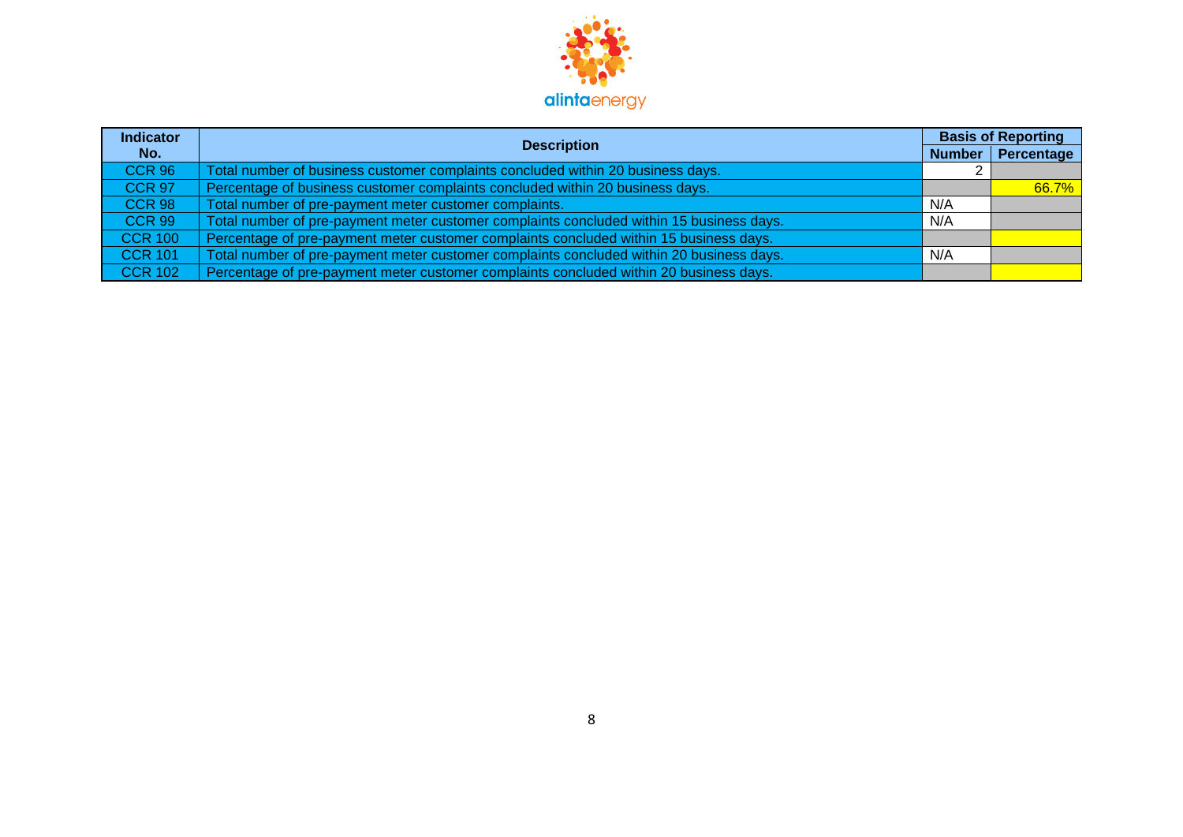| Indicator No. | Description | Basis of Reporting | |
|---|---|---|---|
| | | Number | Percentage |
| CCR 96 | Total number of business customer complaints concluded within 20 business days. | 2 | |
| CCR 97 | Percentage of business customer complaints concluded within 20 business days. | | 66.7% |
| CCR 98 | Total number of pre-payment meter customer complaints. | N/A | |
| CCR 99 | Total number of pre-payment meter customer complaints concluded within 15 business days. | N/A | |
| CCR 100 | Percentage of pre-payment meter customer complaints concluded within 15 business days. | | |
| CCR 101 | Total number of pre-payment meter customer complaints concluded within 20 business days. | N/A | |
| CCR 102 | Percentage of pre-payment meter customer complaints concluded within 20 business days. | | |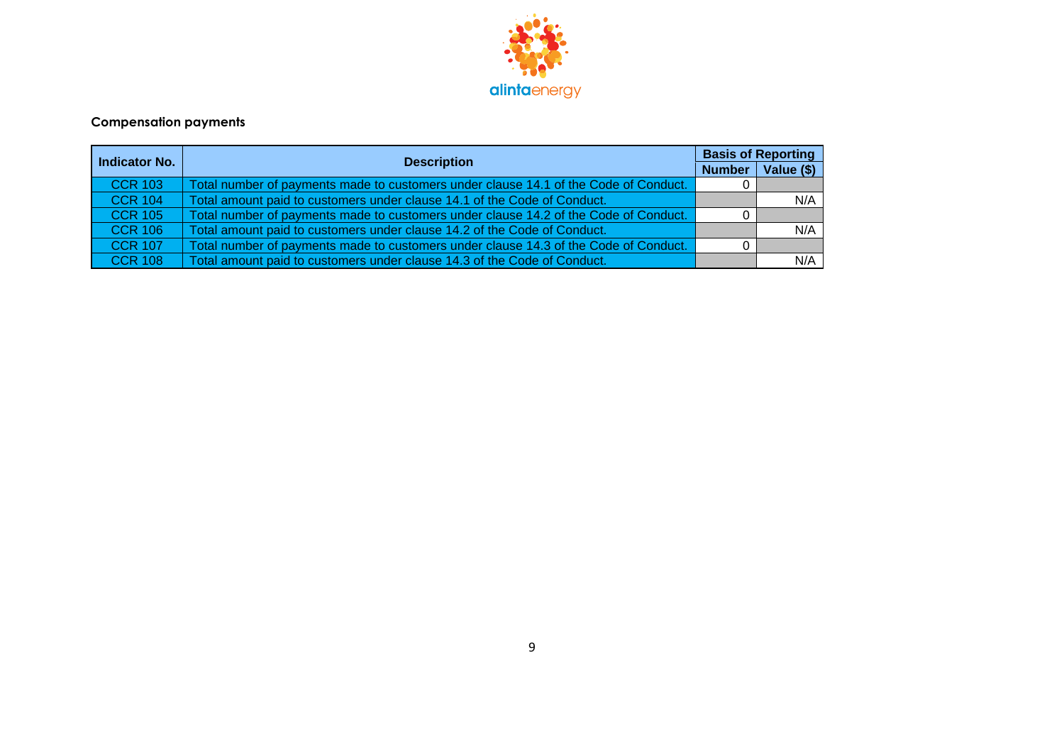**Compensation payments**

| Indicator No. | Description | Basis of Reporting | |
|---|---|---|---|
| | | Number | Value ($) |
| CCR 103 | Total number of payments made to customers under clause 14.1 of the Code of Conduct. | 0 | |
| CCR 104 | Total amount paid to customers under clause 14.1 of the Code of Conduct. | | N/A |
| CCR 105 | Total number of payments made to customers under clause 14.2 of the Code of Conduct. | 0 | |
| CCR 106 | Total amount paid to customers under clause 14.2 of the Code of Conduct. | | N/A |
| CCR 107 | Total number of payments made to customers under clause 14.3 of the Code of Conduct. | 0 | |
| CCR 108 | Total amount paid to customers under clause 14.3 of the Code of Conduct. | | N/A |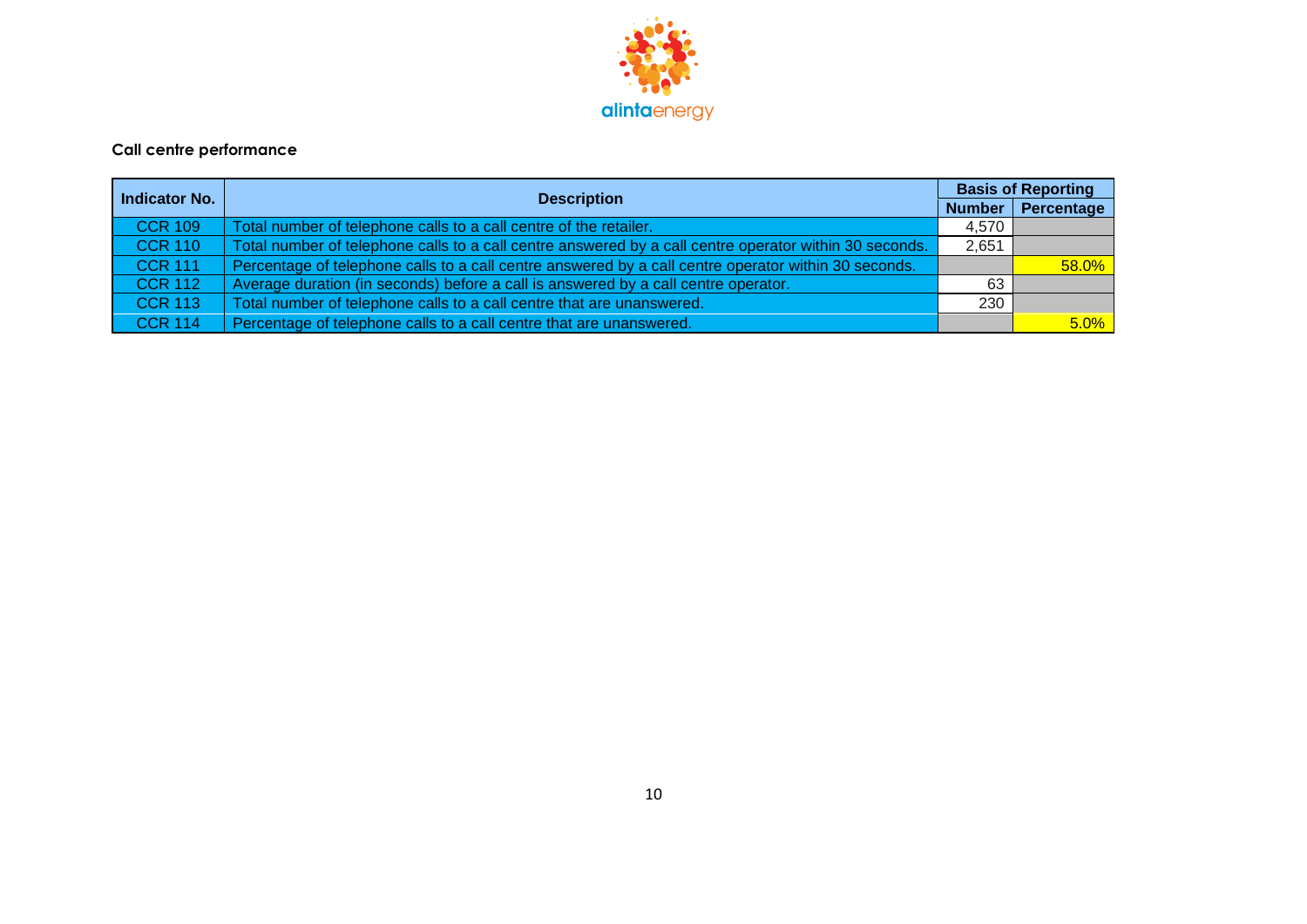alintaenergy

## Call centre performance

| Indicator No. | Description | Basis of Reporting | |
|---|---|---|---|
| | | Number | Percentage |
| CCR 109 | Total number of telephone calls to a call centre of the retailer. | 4,570 | |
| CCR 110 | Total number of telephone calls to a call centre answered by a call centre operator within 30 seconds. | 2,651 | |
| CCR 111 | Percentage of telephone calls to a call centre answered by a call centre operator within 30 seconds. | | 58.0% |
| CCR 112 | Average duration (in seconds) before a call is answered by a call centre operator. | 63 | |
| CCR 113 | Total number of telephone calls to a call centre that are unanswered. | 230 | |
| CCR 114 | Percentage of telephone calls to a call centre that are unanswered. | | 5.0% |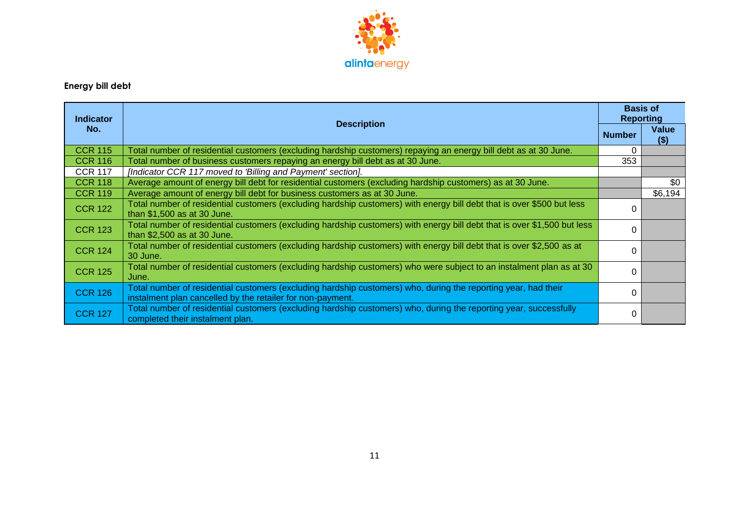## Energy bill debt

| Indicator No. | Description | Basis of Reporting | |
|---|---|---|---|
| | | Number | Value ($) |
| CCR 115 | Total number of residential customers (excluding hardship customers) repaying an energy bill debt as at 30 June. | 0 | |
| CCR 116 | Total number of business customers repaying an energy bill debt as at 30 June. | 353 | |
| CCR 117 | *[Indicator CCR 117 moved to 'Billing and Payment' section].* | | |
| CCR 118 | Average amount of energy bill debt for residential customers (excluding hardship customers) as at 30 June. | | $0 |
| CCR 119 | Average amount of energy bill debt for business customers as at 30 June. | | $6,194 |
| CCR 122 | Total number of residential customers (excluding hardship customers) with energy bill debt that is over $500 but less than $1,500 as at 30 June. | 0 | |
| CCR 123 | Total number of residential customers (excluding hardship customers) with energy bill debt that is over $1,500 but less than $2,500 as at 30 June. | 0 | |
| CCR 124 | Total number of residential customers (excluding hardship customers) with energy bill debt that is over $2,500 as at 30 June. | 0 | |
| CCR 125 | Total number of residential customers (excluding hardship customers) who were subject to an instalment plan as at 30 June. | 0 | |
| CCR 126 | Total number of residential customers (excluding hardship customers) who, during the reporting year, had their instalment plan cancelled by the retailer for non-payment. | 0 | |
| CCR 127 | Total number of residential customers (excluding hardship customers) who, during the reporting year, successfully completed their instalment plan. | 0 | |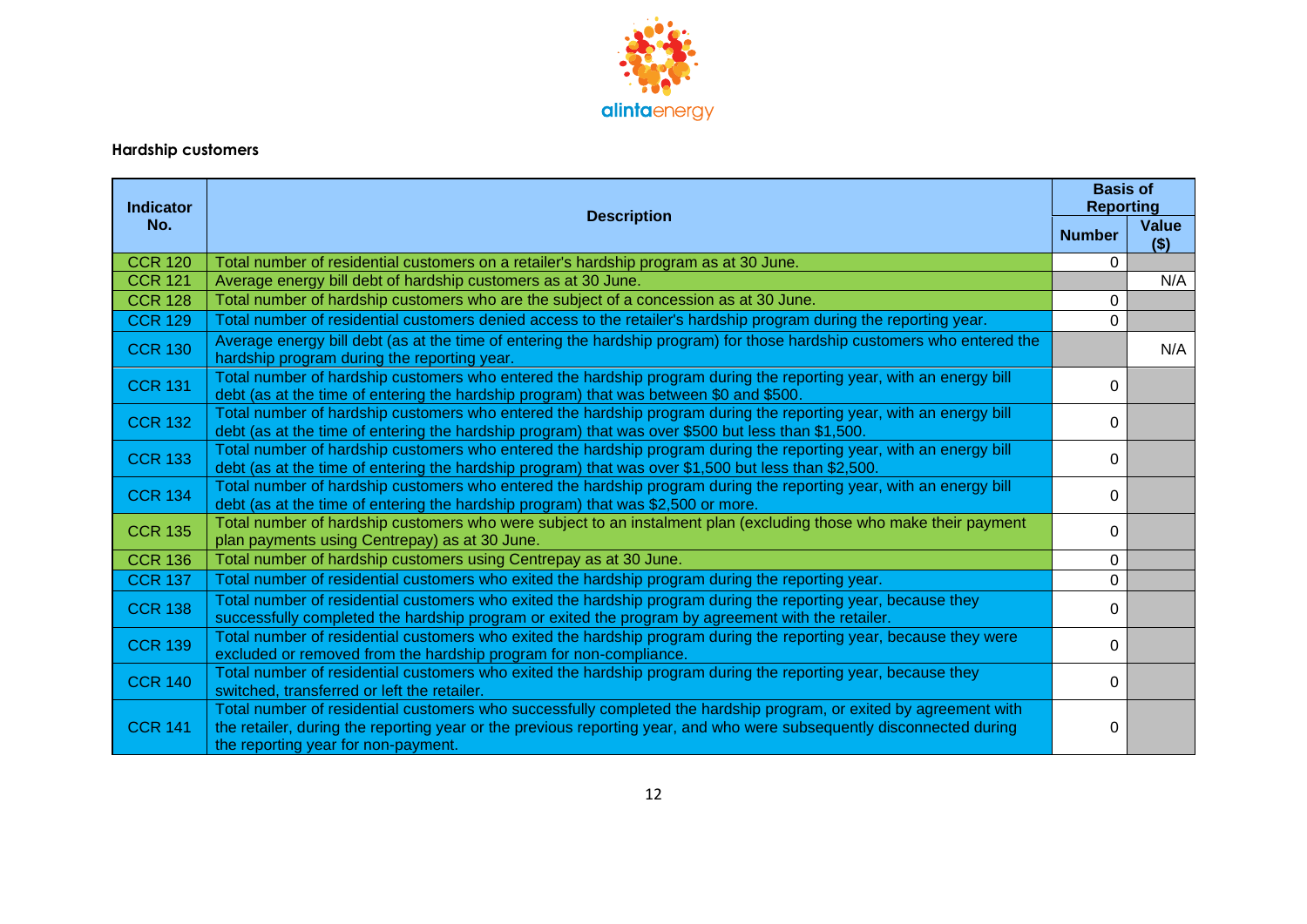**Hardship customers**

| Indicator No. | Description | Basis of Reporting | |
|---|---|---|---|
| | | Number | Value ($) |
| CCR 120 | Total number of residential customers on a retailer's hardship program as at 30 June. | 0 | |
| CCR 121 | Average energy bill debt of hardship customers as at 30 June. | | N/A |
| CCR 128 | Total number of hardship customers who are the subject of a concession as at 30 June. | 0 | |
| CCR 129 | Total number of residential customers denied access to the retailer's hardship program during the reporting year. | 0 | |
| CCR 130 | Average energy bill debt (as at the time of entering the hardship program) for those hardship customers who entered the hardship program during the reporting year. | | N/A |
| CCR 131 | Total number of hardship customers who entered the hardship program during the reporting year, with an energy bill debt (as at the time of entering the hardship program) that was between $0 and $500. | 0 | |
| CCR 132 | Total number of hardship customers who entered the hardship program during the reporting year, with an energy bill debt (as at the time of entering the hardship program) that was over $500 but less than $1,500. | 0 | |
| CCR 133 | Total number of hardship customers who entered the hardship program during the reporting year, with an energy bill debt (as at the time of entering the hardship program) that was over $1,500 but less than $2,500. | 0 | |
| CCR 134 | Total number of hardship customers who entered the hardship program during the reporting year, with an energy bill debt (as at the time of entering the hardship program) that was $2,500 or more. | 0 | |
| CCR 135 | Total number of hardship customers who were subject to an instalment plan (excluding those who make their payment plan payments using Centrepay) as at 30 June. | 0 | |
| CCR 136 | Total number of hardship customers using Centrepay as at 30 June. | 0 | |
| CCR 137 | Total number of residential customers who exited the hardship program during the reporting year. | 0 | |
| CCR 138 | Total number of residential customers who exited the hardship program during the reporting year, because they successfully completed the hardship program or exited the program by agreement with the retailer. | 0 | |
| CCR 139 | Total number of residential customers who exited the hardship program during the reporting year, because they were excluded or removed from the hardship program for non-compliance. | 0 | |
| CCR 140 | Total number of residential customers who exited the hardship program during the reporting year, because they switched, transferred or left the retailer. | 0 | |
| CCR 141 | Total number of residential customers who successfully completed the hardship program, or exited by agreement with the retailer, during the reporting year or the previous reporting year, and who were subsequently disconnected during the reporting year for non-payment. | 0 | |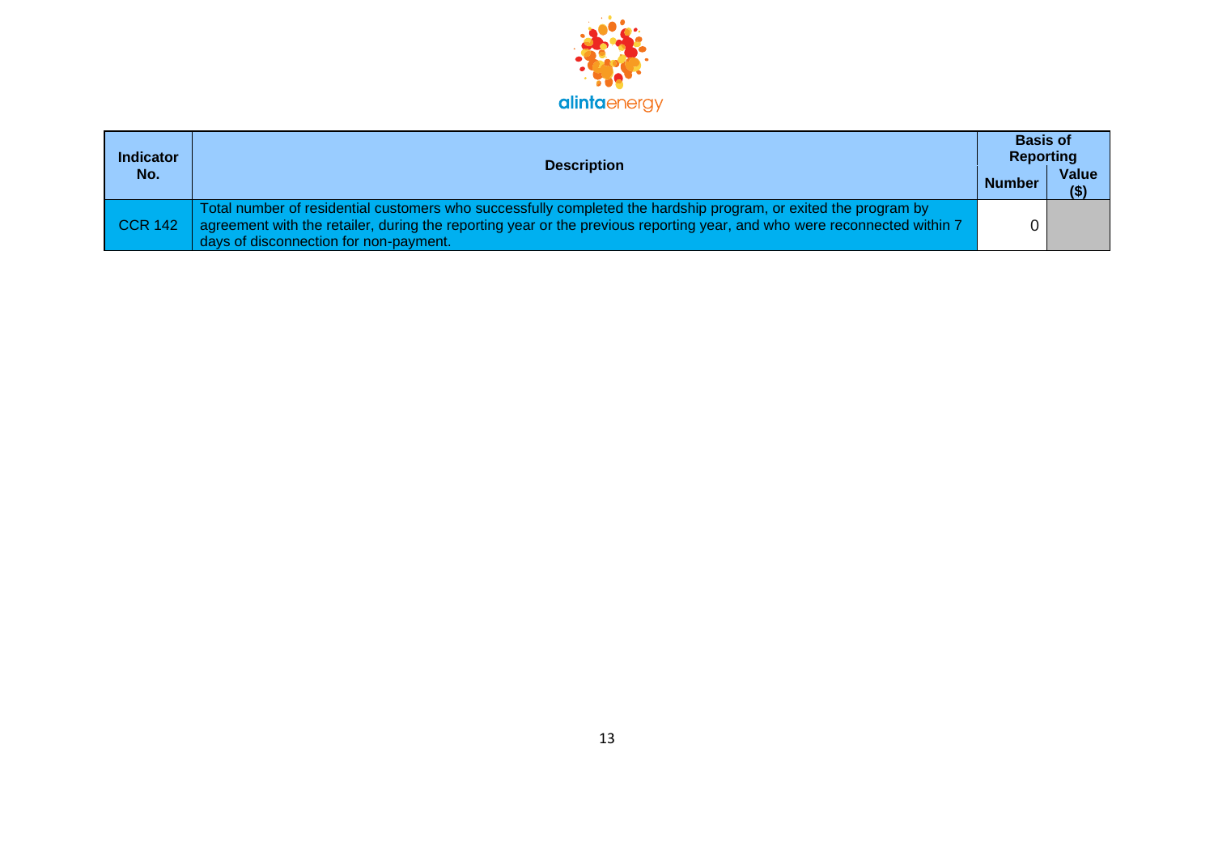| Indicator No. | Description | Basis of Reporting | |
|---|---|---|---|
| | | Number | Value ($) |
| CCR 142 | Total number of residential customers who successfully completed the hardship program, or exited the program by agreement with the retailer, during the reporting year or the previous reporting year, and who were reconnected within 7 days of disconnection for non-payment. | 0 | |